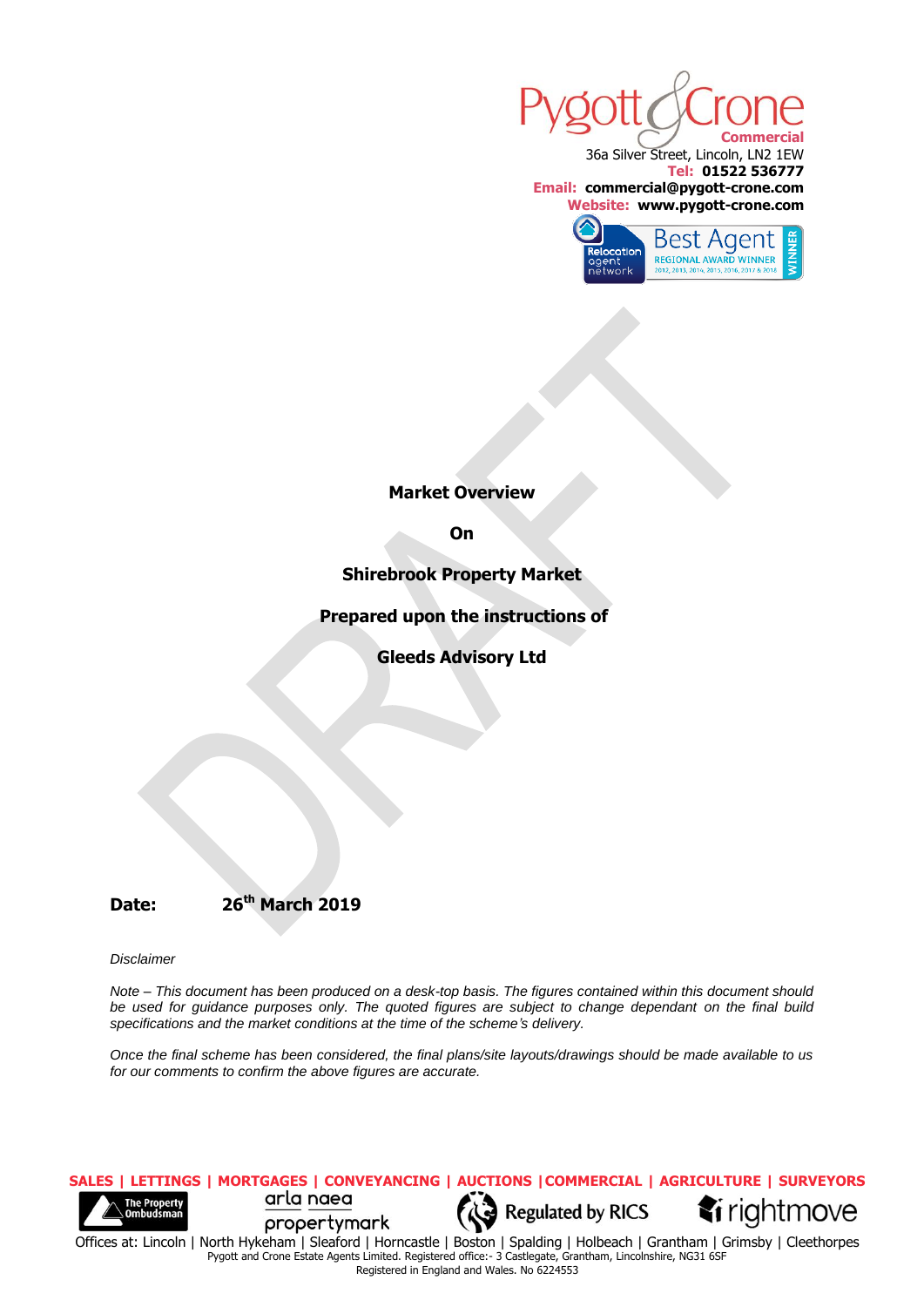Pygott & Crone
Commercial
36a Silver Street, Lincoln, LN2 1EW
**Tel: 01522 536777**
**Email: commercial@pygott-crone.com**
**Website: www.pygott-crone.com**

Relocation agent network — Best Agent REGIONAL AWARD WINNER 2012, 2013, 2014, 2015, 2016, 2017 & 2018 — WINNER

DRAFT

**Market Overview**

**On**

**Shirebrook Property Market**

**Prepared upon the instructions of**

**Gleeds Advisory Ltd**

**Date:** **26th March 2019**

*Disclaimer*

*Note – This document has been produced on a desk-top basis. The figures contained within this document should be used for guidance purposes only. The quoted figures are subject to change dependant on the final build specifications and the market conditions at the time of the scheme's delivery.*

*Once the final scheme has been considered, the final plans/site layouts/drawings should be made available to us for our comments to confirm the above figures are accurate.*

**SALES | LETTINGS | MORTGAGES | CONVEYANCING | AUCTIONS | COMMERCIAL | AGRICULTURE | SURVEYORS**

The Property Ombudsman | arla naea propertymark | Regulated by RICS | rightmove

Offices at: Lincoln | North Hykeham | Sleaford | Horncastle | Boston | Spalding | Holbeach | Grantham | Grimsby | Cleethorpes

Pygott and Crone Estate Agents Limited. Registered office:- 3 Castlegate, Grantham, Lincolnshire, NG31 6SF

Registered in England and Wales. No 6224553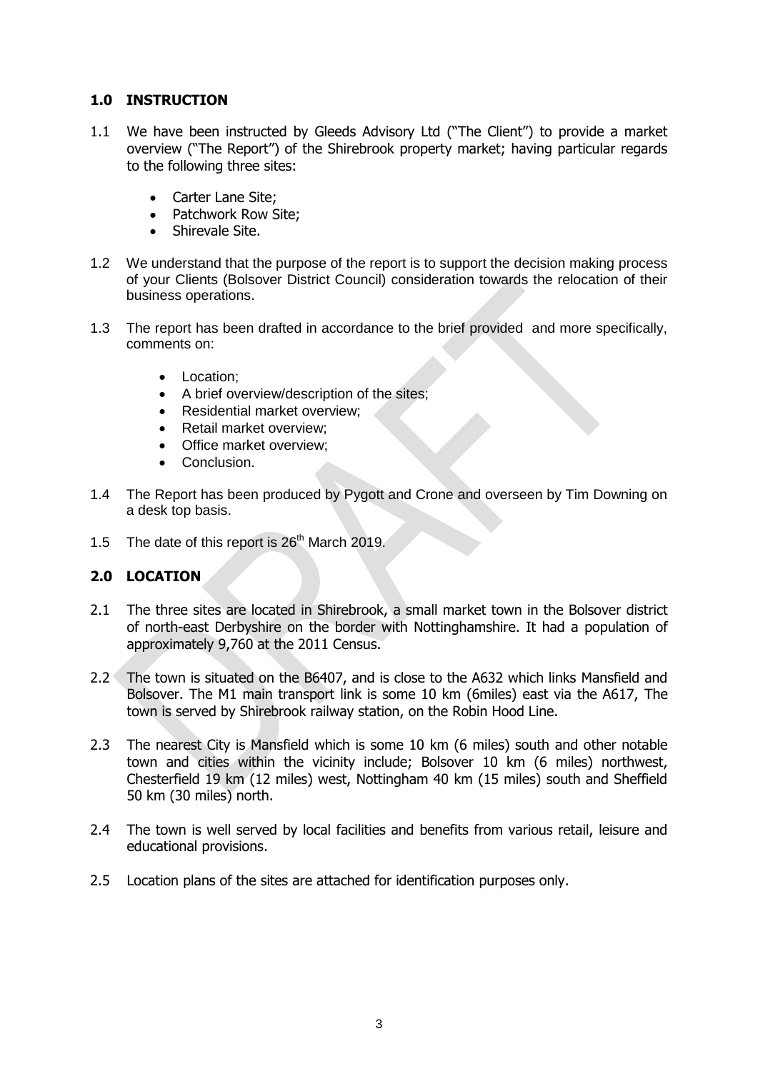## 1.0 INSTRUCTION

1.1 We have been instructed by Gleeds Advisory Ltd ("The Client") to provide a market overview ("The Report") of the Shirebrook property market; having particular regards to the following three sites:

- Carter Lane Site;
- Patchwork Row Site;
- Shirevale Site.

1.2 We understand that the purpose of the report is to support the decision making process of your Clients (Bolsover District Council) consideration towards the relocation of their business operations.

1.3 The report has been drafted in accordance to the brief provided and more specifically, comments on:

- Location;
- A brief overview/description of the sites;
- Residential market overview;
- Retail market overview;
- Office market overview;
- Conclusion.

1.4 The Report has been produced by Pygott and Crone and overseen by Tim Downing on a desk top basis.

1.5 The date of this report is 26th March 2019.

## 2.0 LOCATION

2.1 The three sites are located in Shirebrook, a small market town in the Bolsover district of north-east Derbyshire on the border with Nottinghamshire. It had a population of approximately 9,760 at the 2011 Census.

2.2 The town is situated on the B6407, and is close to the A632 which links Mansfield and Bolsover. The M1 main transport link is some 10 km (6miles) east via the A617, The town is served by Shirebrook railway station, on the Robin Hood Line.

2.3 The nearest City is Mansfield which is some 10 km (6 miles) south and other notable town and cities within the vicinity include; Bolsover 10 km (6 miles) northwest, Chesterfield 19 km (12 miles) west, Nottingham 40 km (15 miles) south and Sheffield 50 km (30 miles) north.

2.4 The town is well served by local facilities and benefits from various retail, leisure and educational provisions.

2.5 Location plans of the sites are attached for identification purposes only.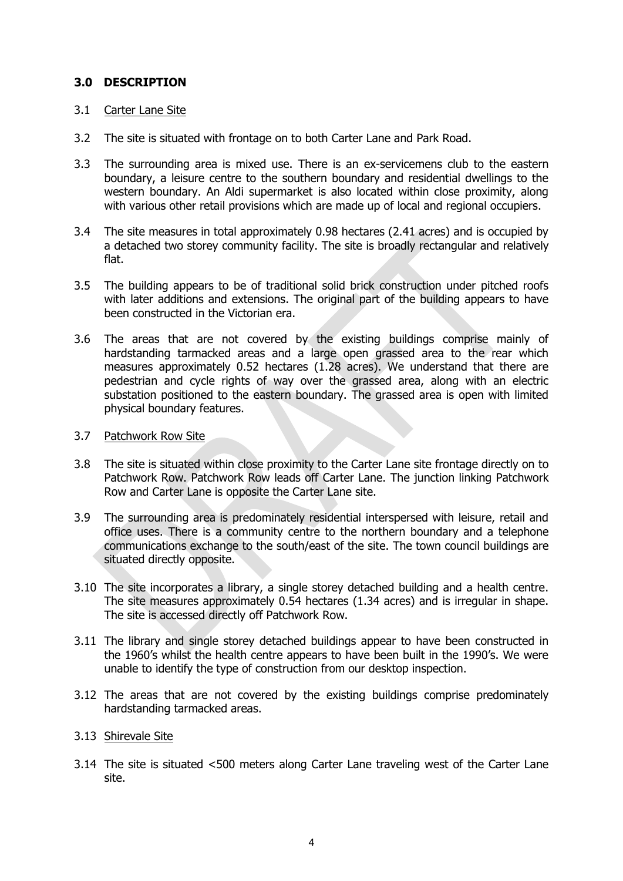## 3.0 DESCRIPTION

3.1 Carter Lane Site

3.2 The site is situated with frontage on to both Carter Lane and Park Road.

3.3 The surrounding area is mixed use. There is an ex-servicemens club to the eastern boundary, a leisure centre to the southern boundary and residential dwellings to the western boundary. An Aldi supermarket is also located within close proximity, along with various other retail provisions which are made up of local and regional occupiers.

3.4 The site measures in total approximately 0.98 hectares (2.41 acres) and is occupied by a detached two storey community facility. The site is broadly rectangular and relatively flat.

3.5 The building appears to be of traditional solid brick construction under pitched roofs with later additions and extensions. The original part of the building appears to have been constructed in the Victorian era.

3.6 The areas that are not covered by the existing buildings comprise mainly of hardstanding tarmacked areas and a large open grassed area to the rear which measures approximately 0.52 hectares (1.28 acres). We understand that there are pedestrian and cycle rights of way over the grassed area, along with an electric substation positioned to the eastern boundary. The grassed area is open with limited physical boundary features.

3.7 Patchwork Row Site

3.8 The site is situated within close proximity to the Carter Lane site frontage directly on to Patchwork Row. Patchwork Row leads off Carter Lane. The junction linking Patchwork Row and Carter Lane is opposite the Carter Lane site.

3.9 The surrounding area is predominately residential interspersed with leisure, retail and office uses. There is a community centre to the northern boundary and a telephone communications exchange to the south/east of the site. The town council buildings are situated directly opposite.

3.10 The site incorporates a library, a single storey detached building and a health centre. The site measures approximately 0.54 hectares (1.34 acres) and is irregular in shape. The site is accessed directly off Patchwork Row.

3.11 The library and single storey detached buildings appear to have been constructed in the 1960's whilst the health centre appears to have been built in the 1990's. We were unable to identify the type of construction from our desktop inspection.

3.12 The areas that are not covered by the existing buildings comprise predominately hardstanding tarmacked areas.

3.13 Shirevale Site

3.14 The site is situated <500 meters along Carter Lane traveling west of the Carter Lane site.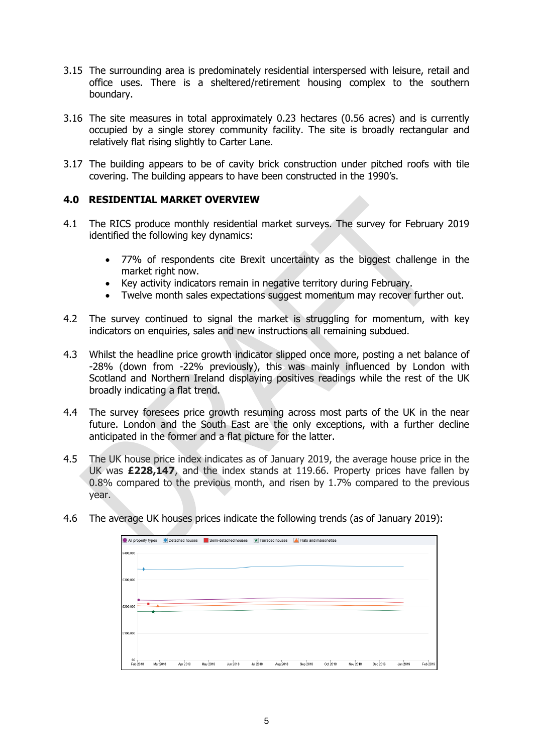3.15 The surrounding area is predominately residential interspersed with leisure, retail and office uses. There is a sheltered/retirement housing complex to the southern boundary.

3.16 The site measures in total approximately 0.23 hectares (0.56 acres) and is currently occupied by a single storey community facility. The site is broadly rectangular and relatively flat rising slightly to Carter Lane.

3.17 The building appears to be of cavity brick construction under pitched roofs with tile covering. The building appears to have been constructed in the 1990's.

## 4.0 RESIDENTIAL MARKET OVERVIEW

4.1 The RICS produce monthly residential market surveys. The survey for February 2019 identified the following key dynamics:

- 77% of respondents cite Brexit uncertainty as the biggest challenge in the market right now.
- Key activity indicators remain in negative territory during February.
- Twelve month sales expectations suggest momentum may recover further out.

4.2 The survey continued to signal the market is struggling for momentum, with key indicators on enquiries, sales and new instructions all remaining subdued.

4.3 Whilst the headline price growth indicator slipped once more, posting a net balance of -28% (down from -22% previously), this was mainly influenced by London with Scotland and Northern Ireland displaying positives readings while the rest of the UK broadly indicating a flat trend.

4.4 The survey foresees price growth resuming across most parts of the UK in the near future. London and the South East are the only exceptions, with a further decline anticipated in the former and a flat picture for the latter.

4.5 The UK house price index indicates as of January 2019, the average house price in the UK was **£228,147**, and the index stands at 119.66. Property prices have fallen by 0.8% compared to the previous month, and risen by 1.7% compared to the previous year.

4.6 The average UK houses prices indicate the following trends (as of January 2019):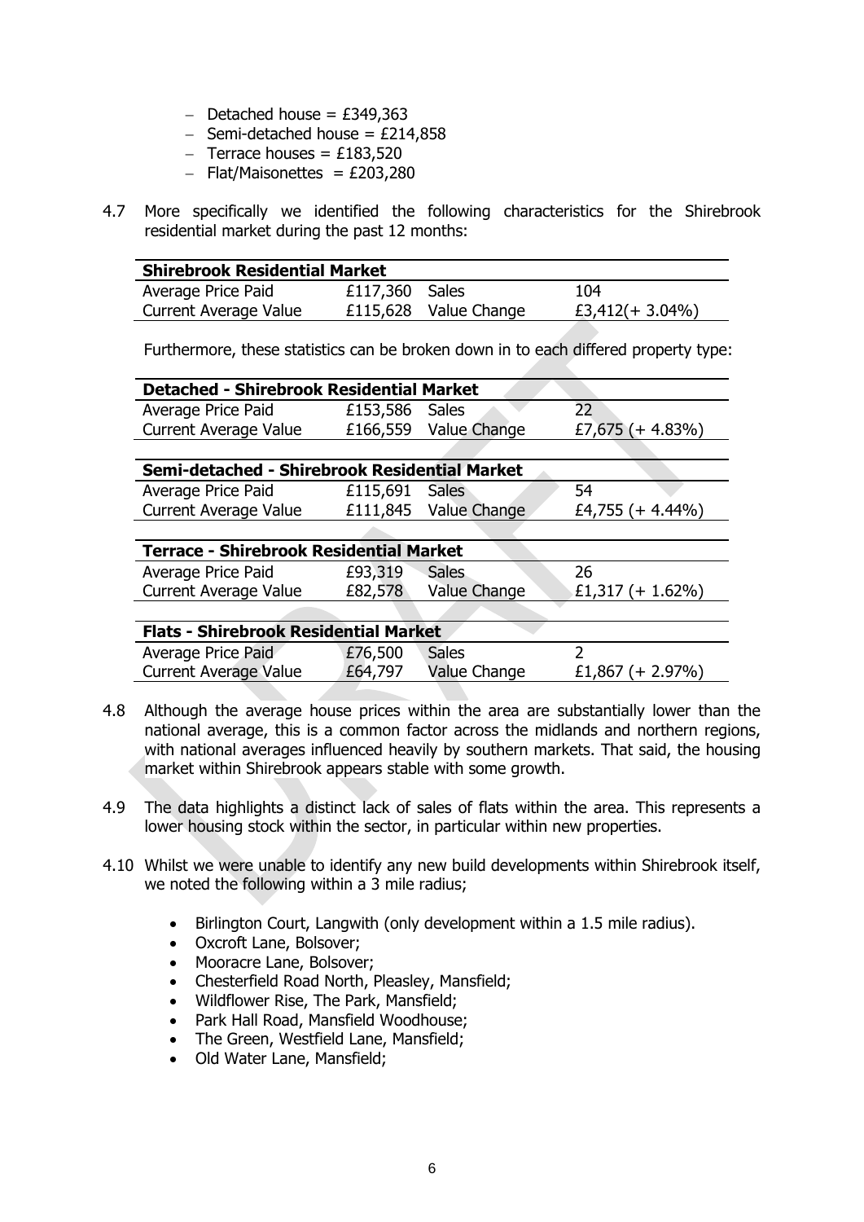- Detached house = £349,363
- Semi-detached house = £214,858
- Terrace houses = £183,520
- Flat/Maisonettes = £203,280

4.7 More specifically we identified the following characteristics for the Shirebrook residential market during the past 12 months:

| **Shirebrook Residential Market** | | | |
|---|---|---|---|
| Average Price Paid | £117,360 | Sales | 104 |
| Current Average Value | £115,628 | Value Change | £3,412(+ 3.04%) |

Furthermore, these statistics can be broken down in to each differed property type:

| **Detached - Shirebrook Residential Market** | | | |
|---|---|---|---|
| Average Price Paid | £153,586 | Sales | 22 |
| Current Average Value | £166,559 | Value Change | £7,675 (+ 4.83%) |

| **Semi-detached - Shirebrook Residential Market** | | | |
|---|---|---|---|
| Average Price Paid | £115,691 | Sales | 54 |
| Current Average Value | £111,845 | Value Change | £4,755 (+ 4.44%) |

| **Terrace - Shirebrook Residential Market** | | | |
|---|---|---|---|
| Average Price Paid | £93,319 | Sales | 26 |
| Current Average Value | £82,578 | Value Change | £1,317 (+ 1.62%) |

| **Flats - Shirebrook Residential Market** | | | |
|---|---|---|---|
| Average Price Paid | £76,500 | Sales | 2 |
| Current Average Value | £64,797 | Value Change | £1,867 (+ 2.97%) |

4.8 Although the average house prices within the area are substantially lower than the national average, this is a common factor across the midlands and northern regions, with national averages influenced heavily by southern markets. That said, the housing market within Shirebrook appears stable with some growth.

4.9 The data highlights a distinct lack of sales of flats within the area. This represents a lower housing stock within the sector, in particular within new properties.

4.10 Whilst we were unable to identify any new build developments within Shirebrook itself, we noted the following within a 3 mile radius;

- Birlington Court, Langwith (only development within a 1.5 mile radius).
- Oxcroft Lane, Bolsover;
- Mooracre Lane, Bolsover;
- Chesterfield Road North, Pleasley, Mansfield;
- Wildflower Rise, The Park, Mansfield;
- Park Hall Road, Mansfield Woodhouse;
- The Green, Westfield Lane, Mansfield;
- Old Water Lane, Mansfield;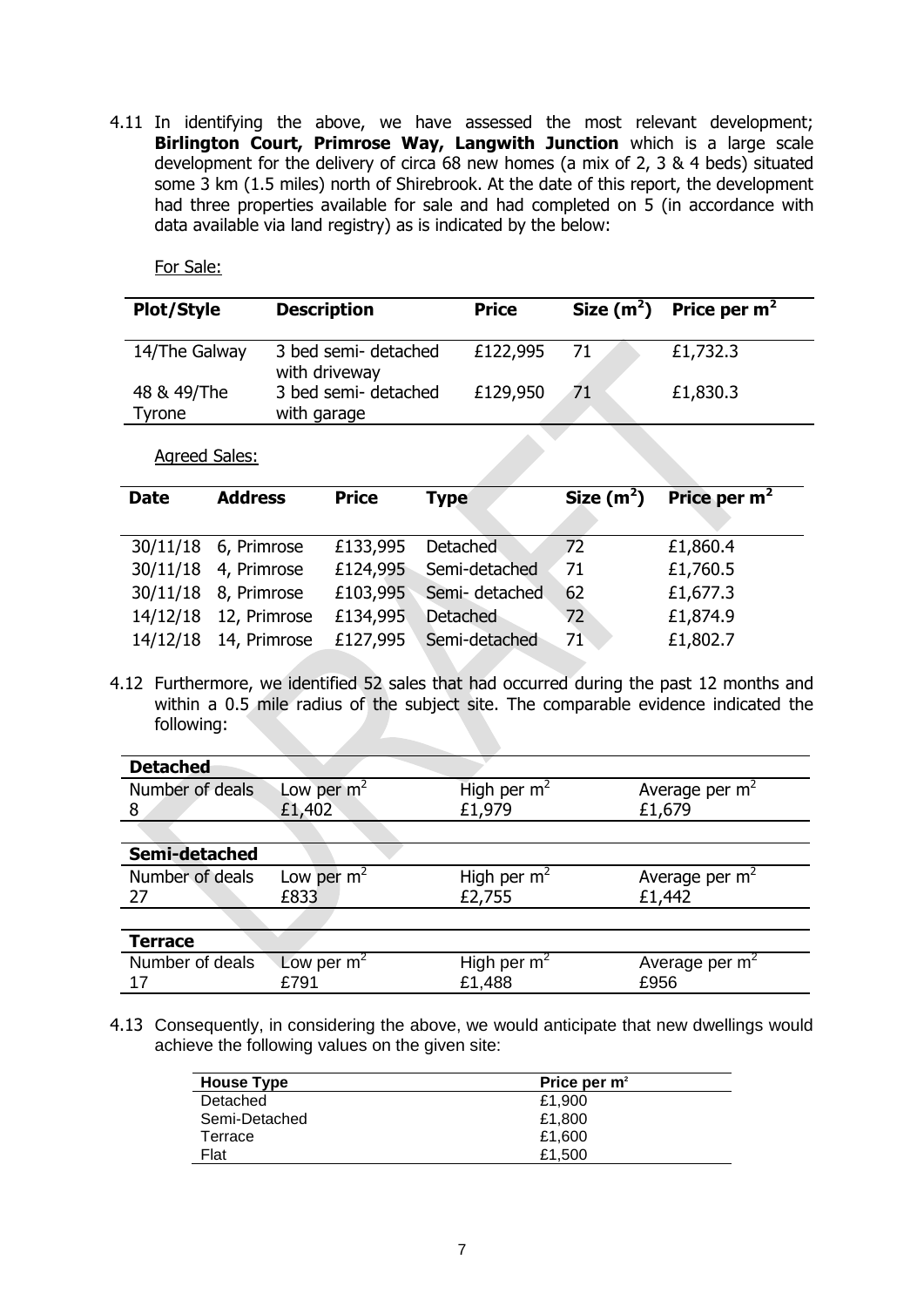4.11 In identifying the above, we have assessed the most relevant development; **Birlington Court, Primrose Way, Langwith Junction** which is a large scale development for the delivery of circa 68 new homes (a mix of 2, 3 & 4 beds) situated some 3 km (1.5 miles) north of Shirebrook. At the date of this report, the development had three properties available for sale and had completed on 5 (in accordance with data available via land registry) as is indicated by the below:

For Sale:

| Plot/Style | Description | Price | Size ($m^2$) | Price per $m^2$ |
|---|---|---|---|---|
| 14/The Galway | 3 bed semi- detached with driveway | £122,995 | 71 | £1,732.3 |
| 48 & 49/The Tyrone | 3 bed semi- detached with garage | £129,950 | 71 | £1,830.3 |

Agreed Sales:

| Date | Address | Price | Type | Size ($m^2$) | Price per $m^2$ |
|---|---|---|---|---|---|
| 30/11/18 | 6, Primrose | £133,995 | Detached | 72 | £1,860.4 |
| 30/11/18 | 4, Primrose | £124,995 | Semi-detached | 71 | £1,760.5 |
| 30/11/18 | 8, Primrose | £103,995 | Semi- detached | 62 | £1,677.3 |
| 14/12/18 | 12, Primrose | £134,995 | Detached | 72 | £1,874.9 |
| 14/12/18 | 14, Primrose | £127,995 | Semi-detached | 71 | £1,802.7 |

4.12 Furthermore, we identified 52 sales that had occurred during the past 12 months and within a 0.5 mile radius of the subject site. The comparable evidence indicated the following:

| **Detached** | | | |
|---|---|---|---|
| Number of deals | Low per $m^2$ | High per $m^2$ | Average per $m^2$ |
| 8 | £1,402 | £1,979 | £1,679 |

| **Semi-detached** | | | |
|---|---|---|---|
| Number of deals | Low per $m^2$ | High per $m^2$ | Average per $m^2$ |
| 27 | £833 | £2,755 | £1,442 |

| **Terrace** | | | |
|---|---|---|---|
| Number of deals | Low per $m^2$ | High per $m^2$ | Average per $m^2$ |
| 17 | £791 | £1,488 | £956 |

4.13 Consequently, in considering the above, we would anticipate that new dwellings would achieve the following values on the given site:

| House Type | Price per $m^2$ |
|---|---|
| Detached | £1,900 |
| Semi-Detached | £1,800 |
| Terrace | £1,600 |
| Flat | £1,500 |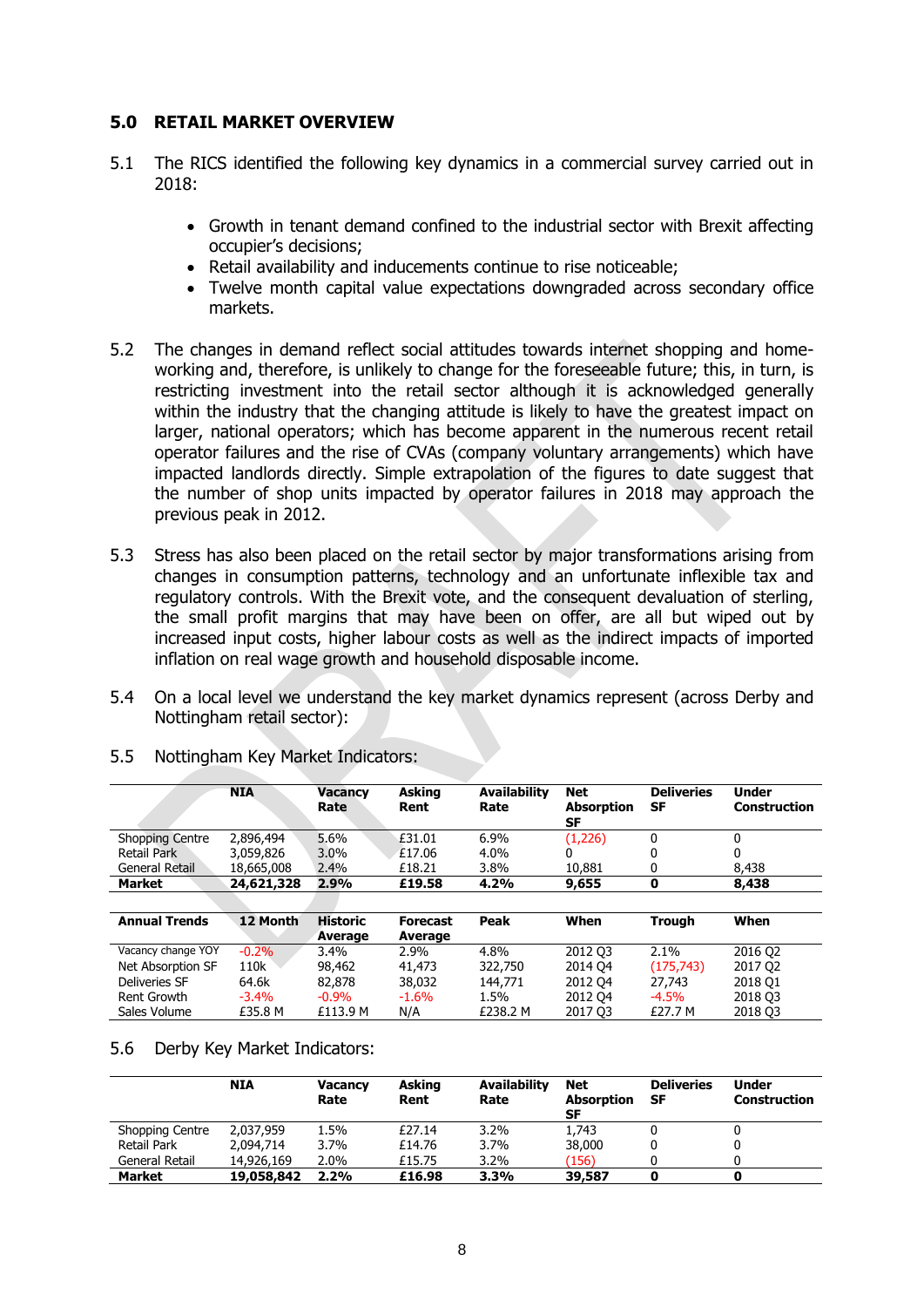## 5.0 RETAIL MARKET OVERVIEW

5.1 The RICS identified the following key dynamics in a commercial survey carried out in 2018:

- Growth in tenant demand confined to the industrial sector with Brexit affecting occupier's decisions;
- Retail availability and inducements continue to rise noticeable;
- Twelve month capital value expectations downgraded across secondary office markets.

5.2 The changes in demand reflect social attitudes towards internet shopping and home-working and, therefore, is unlikely to change for the foreseeable future; this, in turn, is restricting investment into the retail sector although it is acknowledged generally within the industry that the changing attitude is likely to have the greatest impact on larger, national operators; which has become apparent in the numerous recent retail operator failures and the rise of CVAs (company voluntary arrangements) which have impacted landlords directly. Simple extrapolation of the figures to date suggest that the number of shop units impacted by operator failures in 2018 may approach the previous peak in 2012.

5.3 Stress has also been placed on the retail sector by major transformations arising from changes in consumption patterns, technology and an unfortunate inflexible tax and regulatory controls. With the Brexit vote, and the consequent devaluation of sterling, the small profit margins that may have been on offer, are all but wiped out by increased input costs, higher labour costs as well as the indirect impacts of imported inflation on real wage growth and household disposable income.

5.4 On a local level we understand the key market dynamics represent (across Derby and Nottingham retail sector):

5.5 Nottingham Key Market Indicators:

| | NIA | Vacancy Rate | Asking Rent | Availability Rate | Net Absorption SF | Deliveries SF | Under Construction |
|---|---|---|---|---|---|---|---|
| Shopping Centre | 2,896,494 | 5.6% | £31.01 | 6.9% | (1,226) | 0 | 0 |
| Retail Park | 3,059,826 | 3.0% | £17.06 | 4.0% | 0 | 0 | 0 |
| General Retail | 18,665,008 | 2.4% | £18.21 | 3.8% | 10,881 | 0 | 8,438 |
| **Market** | **24,621,328** | **2.9%** | **£19.58** | **4.2%** | **9,655** | **0** | **8,438** |

| Annual Trends | 12 Month | Historic Average | Forecast Average | Peak | When | Trough | When |
|---|---|---|---|---|---|---|---|
| Vacancy change YOY | -0.2% | 3.4% | 2.9% | 4.8% | 2012 Q3 | 2.1% | 2016 Q2 |
| Net Absorption SF | 110k | 98,462 | 41,473 | 322,750 | 2014 Q4 | (175,743) | 2017 Q2 |
| Deliveries SF | 64.6k | 82,878 | 38,032 | 144,771 | 2012 Q4 | 27,743 | 2018 Q1 |
| Rent Growth | -3.4% | -0.9% | -1.6% | 1.5% | 2012 Q4 | -4.5% | 2018 Q3 |
| Sales Volume | £35.8 M | £113.9 M | N/A | £238.2 M | 2017 Q3 | £27.7 M | 2018 Q3 |

5.6 Derby Key Market Indicators:

| | NIA | Vacancy Rate | Asking Rent | Availability Rate | Net Absorption SF | Deliveries SF | Under Construction |
|---|---|---|---|---|---|---|---|
| Shopping Centre | 2,037,959 | 1.5% | £27.14 | 3.2% | 1,743 | 0 | 0 |
| Retail Park | 2,094,714 | 3.7% | £14.76 | 3.7% | 38,000 | 0 | 0 |
| General Retail | 14,926,169 | 2.0% | £15.75 | 3.2% | (156) | 0 | 0 |
| **Market** | **19,058,842** | **2.2%** | **£16.98** | **3.3%** | **39,587** | **0** | **0** |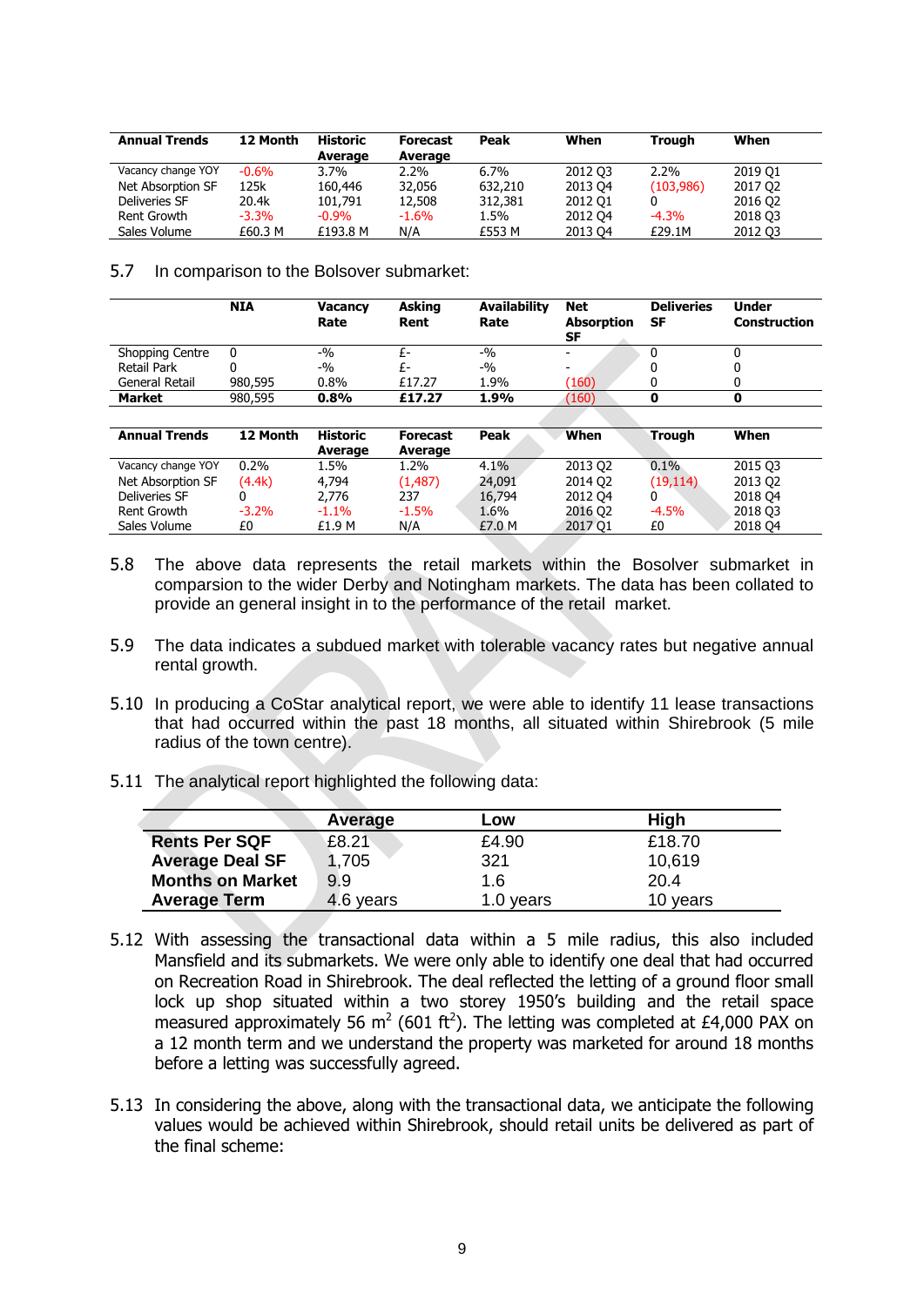| Annual Trends | 12 Month | Historic Average | Forecast Average | Peak | When | Trough | When |
|---|---|---|---|---|---|---|---|
| Vacancy change YOY | -0.6% | 3.7% | 2.2% | 6.7% | 2012 Q3 | 2.2% | 2019 Q1 |
| Net Absorption SF | 125k | 160,446 | 32,056 | 632,210 | 2013 Q4 | (103,986) | 2017 Q2 |
| Deliveries SF | 20.4k | 101,791 | 12,508 | 312,381 | 2012 Q1 | 0 | 2016 Q2 |
| Rent Growth | -3.3% | -0.9% | -1.6% | 1.5% | 2012 Q4 | -4.3% | 2018 Q3 |
| Sales Volume | £60.3 M | £193.8 M | N/A | £553 M | 2013 Q4 | £29.1M | 2012 Q3 |

5.7 In comparison to the Bolsover submarket:

| | NIA | Vacancy Rate | Asking Rent | Availability Rate | Net Absorption SF | Deliveries SF | Under Construction |
|---|---|---|---|---|---|---|---|
| Shopping Centre | 0 | -% | £- | -% | - | 0 | 0 |
| Retail Park | 0 | -% | £- | -% | - | 0 | 0 |
| General Retail | 980,595 | 0.8% | £17.27 | 1.9% | (160) | 0 | 0 |
| **Market** | **980,595** | **0.8%** | **£17.27** | **1.9%** | **(160)** | **0** | **0** |

| Annual Trends | 12 Month | Historic Average | Forecast Average | Peak | When | Trough | When |
|---|---|---|---|---|---|---|---|
| Vacancy change YOY | 0.2% | 1.5% | 1.2% | 4.1% | 2013 Q2 | 0.1% | 2015 Q3 |
| Net Absorption SF | (4.4k) | 4,794 | (1,487) | 24,091 | 2014 Q2 | (19,114) | 2013 Q2 |
| Deliveries SF | 0 | 2,776 | 237 | 16,794 | 2012 Q4 | 0 | 2018 Q4 |
| Rent Growth | -3.2% | -1.1% | -1.5% | 1.6% | 2016 Q2 | -4.5% | 2018 Q3 |
| Sales Volume | £0 | £1.9 M | N/A | £7.0 M | 2017 Q1 | £0 | 2018 Q4 |

5.8 The above data represents the retail markets within the Bosolver submarket in comparsion to the wider Derby and Notingham markets. The data has been collated to provide an general insight in to the performance of the retail market.

5.9 The data indicates a subdued market with tolerable vacancy rates but negative annual rental growth.

5.10 In producing a CoStar analytical report, we were able to identify 11 lease transactions that had occurred within the past 18 months, all situated within Shirebrook (5 mile radius of the town centre).

5.11 The analytical report highlighted the following data:

| | Average | Low | High |
|---|---|---|---|
| **Rents Per SQF** | £8.21 | £4.90 | £18.70 |
| **Average Deal SF** | 1,705 | 321 | 10,619 |
| **Months on Market** | 9.9 | 1.6 | 20.4 |
| **Average Term** | 4.6 years | 1.0 years | 10 years |

5.12 With assessing the transactional data within a 5 mile radius, this also included Mansfield and its submarkets. We were only able to identify one deal that had occurred on Recreation Road in Shirebrook. The deal reflected the letting of a ground floor small lock up shop situated within a two storey 1950's building and the retail space measured approximately 56 $m^2$ (601 $ft^2$). The letting was completed at £4,000 PAX on a 12 month term and we understand the property was marketed for around 18 months before a letting was successfully agreed.

5.13 In considering the above, along with the transactional data, we anticipate the following values would be achieved within Shirebrook, should retail units be delivered as part of the final scheme: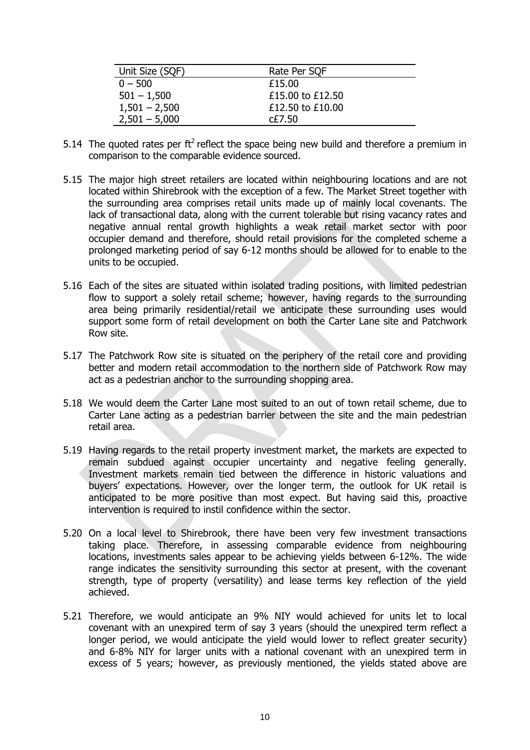| Unit Size (SQF) | Rate Per SQF |
|---|---|
| 0 – 500 | £15.00 |
| 501 – 1,500 | £15.00 to £12.50 |
| 1,501 – 2,500 | £12.50 to £10.00 |
| 2,501 – 5,000 | c£7.50 |

5.14 The quoted rates per $ft^2$ reflect the space being new build and therefore a premium in comparison to the comparable evidence sourced.

5.15 The major high street retailers are located within neighbouring locations and are not located within Shirebrook with the exception of a few. The Market Street together with the surrounding area comprises retail units made up of mainly local covenants. The lack of transactional data, along with the current tolerable but rising vacancy rates and negative annual rental growth highlights a weak retail market sector with poor occupier demand and therefore, should retail provisions for the completed scheme a prolonged marketing period of say 6-12 months should be allowed for to enable to the units to be occupied.

5.16 Each of the sites are situated within isolated trading positions, with limited pedestrian flow to support a solely retail scheme; however, having regards to the surrounding area being primarily residential/retail we anticipate these surrounding uses would support some form of retail development on both the Carter Lane site and Patchwork Row site.

5.17 The Patchwork Row site is situated on the periphery of the retail core and providing better and modern retail accommodation to the northern side of Patchwork Row may act as a pedestrian anchor to the surrounding shopping area.

5.18 We would deem the Carter Lane most suited to an out of town retail scheme, due to Carter Lane acting as a pedestrian barrier between the site and the main pedestrian retail area.

5.19 Having regards to the retail property investment market, the markets are expected to remain subdued against occupier uncertainty and negative feeling generally. Investment markets remain tied between the difference in historic valuations and buyers' expectations. However, over the longer term, the outlook for UK retail is anticipated to be more positive than most expect. But having said this, proactive intervention is required to instil confidence within the sector.

5.20 On a local level to Shirebrook, there have been very few investment transactions taking place. Therefore, in assessing comparable evidence from neighbouring locations, investments sales appear to be achieving yields between 6-12%. The wide range indicates the sensitivity surrounding this sector at present, with the covenant strength, type of property (versatility) and lease terms key reflection of the yield achieved.

5.21 Therefore, we would anticipate an 9% NIY would achieved for units let to local covenant with an unexpired term of say 3 years (should the unexpired term reflect a longer period, we would anticipate the yield would lower to reflect greater security) and 6-8% NIY for larger units with a national covenant with an unexpired term in excess of 5 years; however, as previously mentioned, the yields stated above are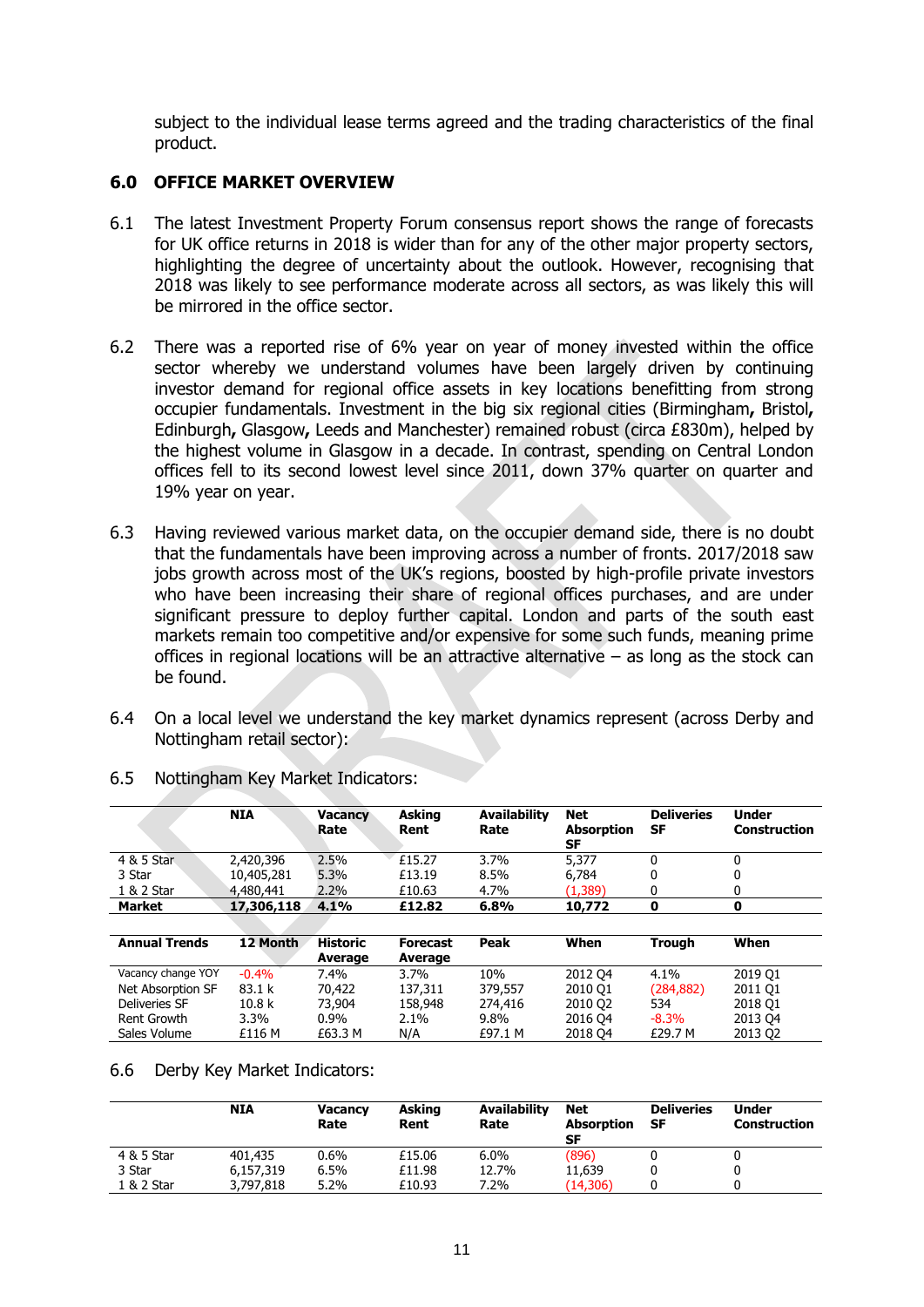subject to the individual lease terms agreed and the trading characteristics of the final product.

## 6.0 OFFICE MARKET OVERVIEW

6.1 The latest Investment Property Forum consensus report shows the range of forecasts for UK office returns in 2018 is wider than for any of the other major property sectors, highlighting the degree of uncertainty about the outlook. However, recognising that 2018 was likely to see performance moderate across all sectors, as was likely this will be mirrored in the office sector.

6.2 There was a reported rise of 6% year on year of money invested within the office sector whereby we understand volumes have been largely driven by continuing investor demand for regional office assets in key locations benefitting from strong occupier fundamentals. Investment in the big six regional cities (Birmingham**,** Bristol**,** Edinburgh**,** Glasgow**,** Leeds and Manchester) remained robust (circa £830m), helped by the highest volume in Glasgow in a decade. In contrast, spending on Central London offices fell to its second lowest level since 2011, down 37% quarter on quarter and 19% year on year.

6.3 Having reviewed various market data, on the occupier demand side, there is no doubt that the fundamentals have been improving across a number of fronts. 2017/2018 saw jobs growth across most of the UK's regions, boosted by high-profile private investors who have been increasing their share of regional offices purchases, and are under significant pressure to deploy further capital. London and parts of the south east markets remain too competitive and/or expensive for some such funds, meaning prime offices in regional locations will be an attractive alternative – as long as the stock can be found.

6.4 On a local level we understand the key market dynamics represent (across Derby and Nottingham retail sector):

6.5 Nottingham Key Market Indicators:

| | NIA | Vacancy Rate | Asking Rent | Availability Rate | Net Absorption SF | Deliveries SF | Under Construction |
|---|---|---|---|---|---|---|---|
| 4 & 5 Star | 2,420,396 | 2.5% | £15.27 | 3.7% | 5,377 | 0 | 0 |
| 3 Star | 10,405,281 | 5.3% | £13.19 | 8.5% | 6,784 | 0 | 0 |
| 1 & 2 Star | 4,480,441 | 2.2% | £10.63 | 4.7% | (1,389) | 0 | 0 |
| **Market** | **17,306,118** | **4.1%** | **£12.82** | **6.8%** | **10,772** | **0** | **0** |

| Annual Trends | 12 Month | Historic Average | Forecast Average | Peak | When | Trough | When |
|---|---|---|---|---|---|---|---|
| Vacancy change YOY | -0.4% | 7.4% | 3.7% | 10% | 2012 Q4 | 4.1% | 2019 Q1 |
| Net Absorption SF | 83.1 k | 70,422 | 137,311 | 379,557 | 2010 Q1 | (284,882) | 2011 Q1 |
| Deliveries SF | 10.8 k | 73,904 | 158,948 | 274,416 | 2010 Q2 | 534 | 2018 Q1 |
| Rent Growth | 3.3% | 0.9% | 2.1% | 9.8% | 2016 Q4 | -8.3% | 2013 Q4 |
| Sales Volume | £116 M | £63.3 M | N/A | £97.1 M | 2018 Q4 | £29.7 M | 2013 Q2 |

6.6 Derby Key Market Indicators:

| | NIA | Vacancy Rate | Asking Rent | Availability Rate | Net Absorption SF | Deliveries SF | Under Construction |
|---|---|---|---|---|---|---|---|
| 4 & 5 Star | 401,435 | 0.6% | £15.06 | 6.0% | (896) | 0 | 0 |
| 3 Star | 6,157,319 | 6.5% | £11.98 | 12.7% | 11,639 | 0 | 0 |
| 1 & 2 Star | 3,797,818 | 5.2% | £10.93 | 7.2% | (14,306) | 0 | 0 |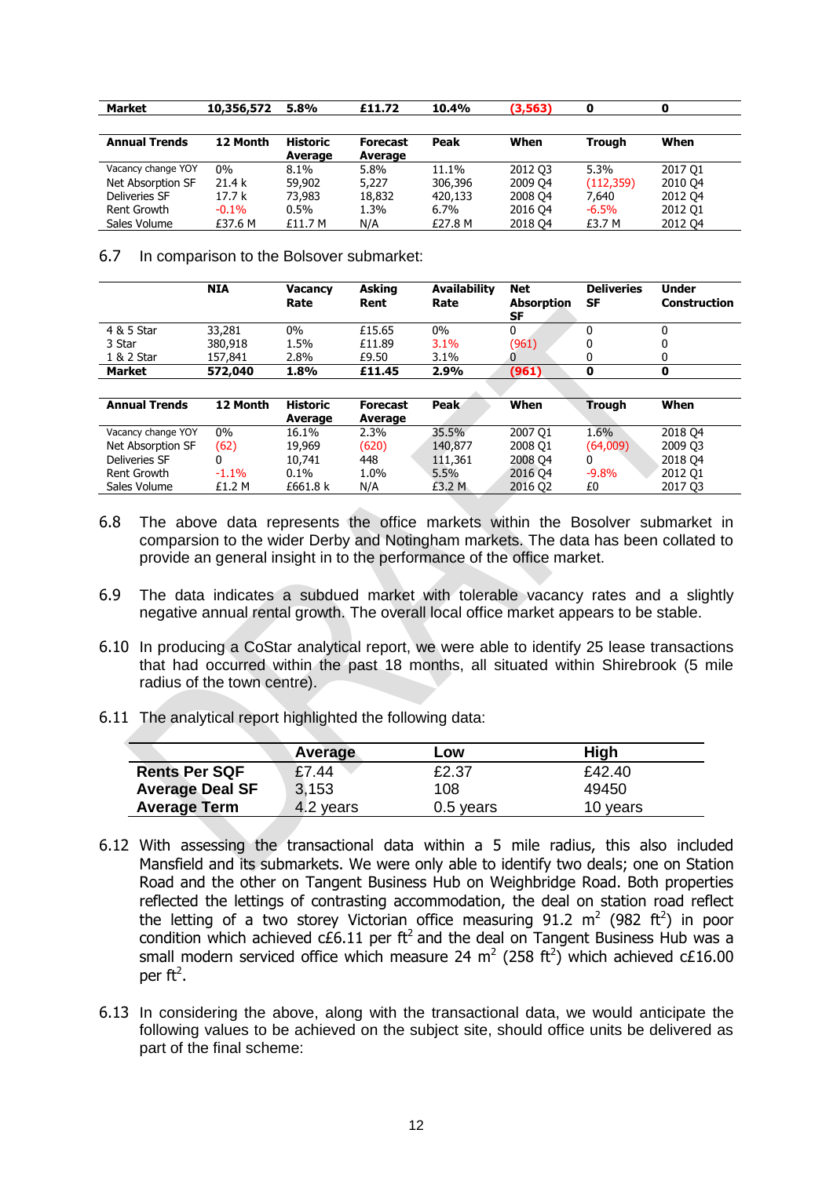| Market | 10,356,572 | 5.8% | £11.72 | 10.4% | (3,563) | 0 | 0 |
|---|---|---|---|---|---|---|---|

| Annual Trends | 12 Month | Historic Average | Forecast Average | Peak | When | Trough | When |
|---|---|---|---|---|---|---|---|
| Vacancy change YOY | 0% | 8.1% | 5.8% | 11.1% | 2012 Q3 | 5.3% | 2017 Q1 |
| Net Absorption SF | 21.4 k | 59,902 | 5,227 | 306,396 | 2009 Q4 | (112,359) | 2010 Q4 |
| Deliveries SF | 17.7 k | 73,983 | 18,832 | 420,133 | 2008 Q4 | 7,640 | 2012 Q4 |
| Rent Growth | -0.1% | 0.5% | 1.3% | 6.7% | 2016 Q4 | -6.5% | 2012 Q1 |
| Sales Volume | £37.6 M | £11.7 M | N/A | £27.8 M | 2018 Q4 | £3.7 M | 2012 Q4 |

6.7 In comparison to the Bolsover submarket:

| | NIA | Vacancy Rate | Asking Rent | Availability Rate | Net Absorption SF | Deliveries SF | Under Construction |
|---|---|---|---|---|---|---|---|
| 4 & 5 Star | 33,281 | 0% | £15.65 | 0% | 0 | 0 | 0 |
| 3 Star | 380,918 | 1.5% | £11.89 | 3.1% | (961) | 0 | 0 |
| 1 & 2 Star | 157,841 | 2.8% | £9.50 | 3.1% | 0 | 0 | 0 |
| **Market** | **572,040** | **1.8%** | **£11.45** | **2.9%** | **(961)** | **0** | **0** |

| Annual Trends | 12 Month | Historic Average | Forecast Average | Peak | When | Trough | When |
|---|---|---|---|---|---|---|---|
| Vacancy change YOY | 0% | 16.1% | 2.3% | 35.5% | 2007 Q1 | 1.6% | 2018 Q4 |
| Net Absorption SF | (62) | 19,969 | (620) | 140,877 | 2008 Q1 | (64,009) | 2009 Q3 |
| Deliveries SF | 0 | 10,741 | 448 | 111,361 | 2008 Q4 | 0 | 2018 Q4 |
| Rent Growth | -1.1% | 0.1% | 1.0% | 5.5% | 2016 Q4 | -9.8% | 2012 Q1 |
| Sales Volume | £1.2 M | £661.8 k | N/A | £3.2 M | 2016 Q2 | £0 | 2017 Q3 |

6.8 The above data represents the office markets within the Bosolver submarket in comparsion to the wider Derby and Notingham markets. The data has been collated to provide an general insight in to the performance of the office market.

6.9 The data indicates a subdued market with tolerable vacancy rates and a slightly negative annual rental growth. The overall local office market appears to be stable.

6.10 In producing a CoStar analytical report, we were able to identify 25 lease transactions that had occurred within the past 18 months, all situated within Shirebrook (5 mile radius of the town centre).

6.11 The analytical report highlighted the following data:

| | Average | Low | High |
|---|---|---|---|
| **Rents Per SQF** | £7.44 | £2.37 | £42.40 |
| **Average Deal SF** | 3,153 | 108 | 49450 |
| **Average Term** | 4.2 years | 0.5 years | 10 years |

6.12 With assessing the transactional data within a 5 mile radius, this also included Mansfield and its submarkets. We were only able to identify two deals; one on Station Road and the other on Tangent Business Hub on Weighbridge Road. Both properties reflected the lettings of contrasting accommodation, the deal on station road reflect the letting of a two storey Victorian office measuring 91.2 $m^2$ (982 $ft^2$) in poor condition which achieved c£6.11 per $ft^2$ and the deal on Tangent Business Hub was a small modern serviced office which measure 24 $m^2$ (258 $ft^2$) which achieved c£16.00 per $ft^2$.

6.13 In considering the above, along with the transactional data, we would anticipate the following values to be achieved on the subject site, should office units be delivered as part of the final scheme: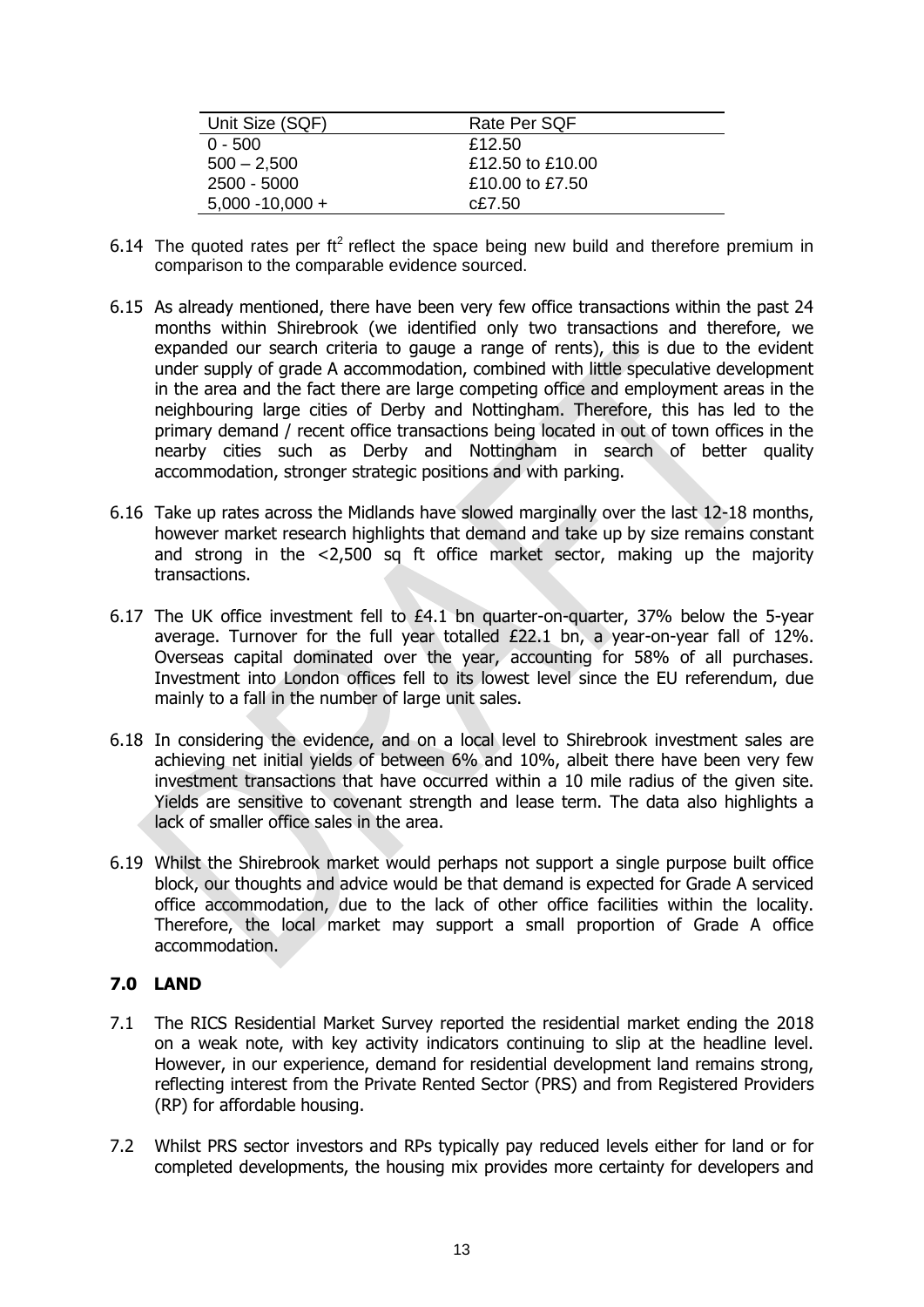| Unit Size (SQF) | Rate Per SQF |
|---|---|
| 0 - 500 | £12.50 |
| 500 – 2,500 | £12.50 to £10.00 |
| 2500 - 5000 | £10.00 to £7.50 |
| 5,000 -10,000 + | c£7.50 |

6.14 The quoted rates per $ft^2$ reflect the space being new build and therefore premium in comparison to the comparable evidence sourced.

6.15 As already mentioned, there have been very few office transactions within the past 24 months within Shirebrook (we identified only two transactions and therefore, we expanded our search criteria to gauge a range of rents), this is due to the evident under supply of grade A accommodation, combined with little speculative development in the area and the fact there are large competing office and employment areas in the neighbouring large cities of Derby and Nottingham. Therefore, this has led to the primary demand / recent office transactions being located in out of town offices in the nearby cities such as Derby and Nottingham in search of better quality accommodation, stronger strategic positions and with parking.

6.16 Take up rates across the Midlands have slowed marginally over the last 12-18 months, however market research highlights that demand and take up by size remains constant and strong in the <2,500 sq ft office market sector, making up the majority transactions.

6.17 The UK office investment fell to £4.1 bn quarter-on-quarter, 37% below the 5-year average. Turnover for the full year totalled £22.1 bn, a year-on-year fall of 12%. Overseas capital dominated over the year, accounting for 58% of all purchases. Investment into London offices fell to its lowest level since the EU referendum, due mainly to a fall in the number of large unit sales.

6.18 In considering the evidence, and on a local level to Shirebrook investment sales are achieving net initial yields of between 6% and 10%, albeit there have been very few investment transactions that have occurred within a 10 mile radius of the given site. Yields are sensitive to covenant strength and lease term. The data also highlights a lack of smaller office sales in the area.

6.19 Whilst the Shirebrook market would perhaps not support a single purpose built office block, our thoughts and advice would be that demand is expected for Grade A serviced office accommodation, due to the lack of other office facilities within the locality. Therefore, the local market may support a small proportion of Grade A office accommodation.

## 7.0 LAND

7.1 The RICS Residential Market Survey reported the residential market ending the 2018 on a weak note, with key activity indicators continuing to slip at the headline level. However, in our experience, demand for residential development land remains strong, reflecting interest from the Private Rented Sector (PRS) and from Registered Providers (RP) for affordable housing.

7.2 Whilst PRS sector investors and RPs typically pay reduced levels either for land or for completed developments, the housing mix provides more certainty for developers and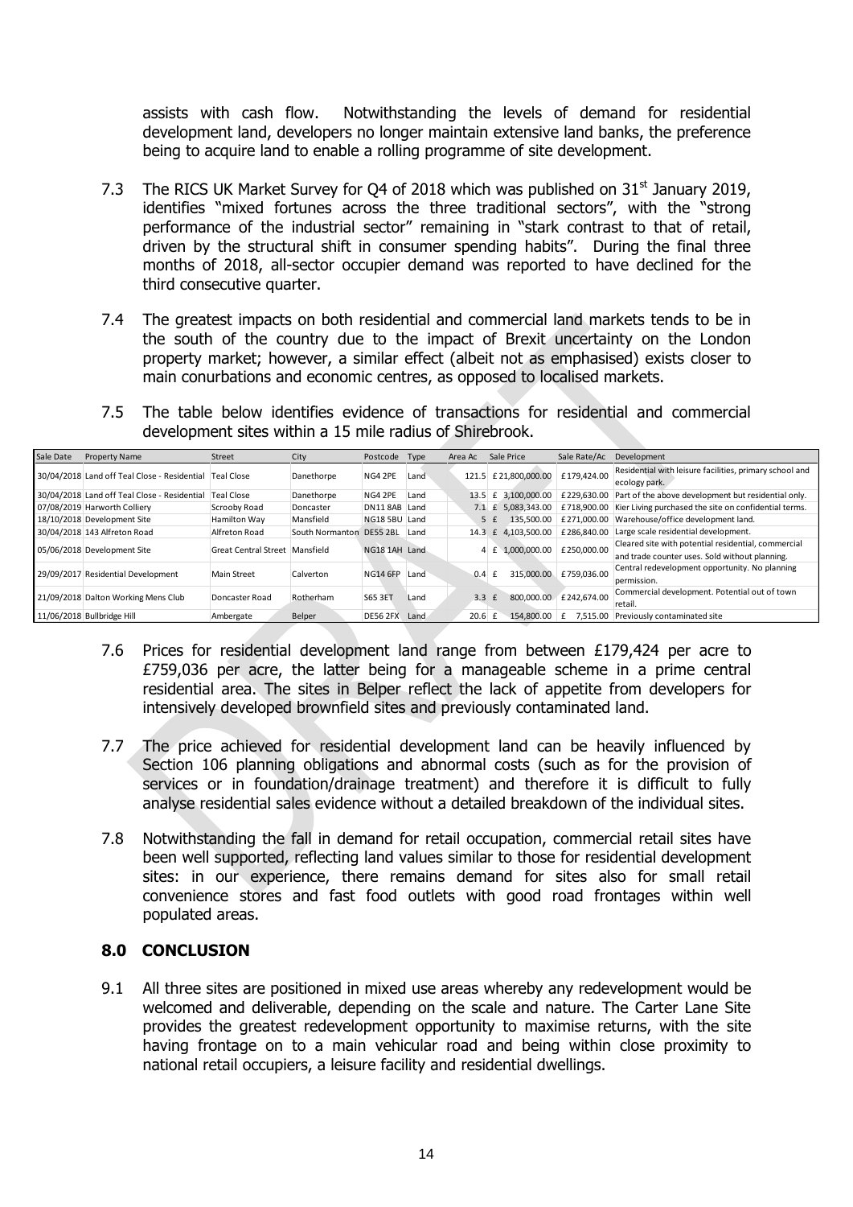assists with cash flow. Notwithstanding the levels of demand for residential development land, developers no longer maintain extensive land banks, the preference being to acquire land to enable a rolling programme of site development.

7.3 The RICS UK Market Survey for Q4 of 2018 which was published on 31st January 2019, identifies "mixed fortunes across the three traditional sectors", with the "strong performance of the industrial sector" remaining in "stark contrast to that of retail, driven by the structural shift in consumer spending habits". During the final three months of 2018, all-sector occupier demand was reported to have declined for the third consecutive quarter.

7.4 The greatest impacts on both residential and commercial land markets tends to be in the south of the country due to the impact of Brexit uncertainty on the London property market; however, a similar effect (albeit not as emphasised) exists closer to main conurbations and economic centres, as opposed to localised markets.

7.5 The table below identifies evidence of transactions for residential and commercial development sites within a 15 mile radius of Shirebrook.

| Sale Date | Property Name | Street | City | Postcode | Type | Area Ac | Sale Price | Sale Rate/Ac | Development |
|---|---|---|---|---|---|---|---|---|---|
| 30/04/2018 | Land off Teal Close - Residential | Teal Close | Danethorpe | NG4 2PE | Land | 121.5 | £21,800,000.00 | £179,424.00 | Residential with leisure facilities, primary school and ecology park. |
| 30/04/2018 | Land off Teal Close - Residential | Teal Close | Danethorpe | NG4 2PE | Land | 13.5 | £ 3,100,000.00 | £229,630.00 | Part of the above development but residential only. |
| 07/08/2019 | Harworth Colliery | Scrooby Road | Doncaster | DN11 8AB | Land | 7.1 | £ 5,083,343.00 | £718,900.00 | Kier Living purchased the site on confidential terms. |
| 18/10/2018 | Development Site | Hamilton Way | Mansfield | NG18 5BU | Land | 5 | £ 135,500.00 | £271,000.00 | Warehouse/office development land. |
| 30/04/2018 | 143 Alfreton Road | Alfreton Road | South Normanton | DE55 2BL | Land | 14.3 | £ 4,103,500.00 | £286,840.00 | Large scale residential development. |
| 05/06/2018 | Development Site | Great Central Street | Mansfield | NG18 1AH | Land | 4 | £ 1,000,000.00 | £250,000.00 | Cleared site with potential residential, commercial and trade counter uses. Sold without planning. |
| 29/09/2017 | Residential Development | Main Street | Calverton | NG14 6FP | Land | 0.4 | £ 315,000.00 | £759,036.00 | Central redevelopment opportunity. No planning permission. |
| 21/09/2018 | Dalton Working Mens Club | Doncaster Road | Rotherham | S65 3ET | Land | 3.3 | £ 800,000.00 | £242,674.00 | Commercial development. Potential out of town retail. |
| 11/06/2018 | Bullbridge Hill | Ambergate | Belper | DE56 2FX | Land | 20.6 | £ 154,800.00 | £ 7,515.00 | Previously contaminated site |

7.6 Prices for residential development land range from between £179,424 per acre to £759,036 per acre, the latter being for a manageable scheme in a prime central residential area. The sites in Belper reflect the lack of appetite from developers for intensively developed brownfield sites and previously contaminated land.

7.7 The price achieved for residential development land can be heavily influenced by Section 106 planning obligations and abnormal costs (such as for the provision of services or in foundation/drainage treatment) and therefore it is difficult to fully analyse residential sales evidence without a detailed breakdown of the individual sites.

7.8 Notwithstanding the fall in demand for retail occupation, commercial retail sites have been well supported, reflecting land values similar to those for residential development sites: in our experience, there remains demand for sites also for small retail convenience stores and fast food outlets with good road frontages within well populated areas.

## 8.0 CONCLUSION

9.1 All three sites are positioned in mixed use areas whereby any redevelopment would be welcomed and deliverable, depending on the scale and nature. The Carter Lane Site provides the greatest redevelopment opportunity to maximise returns, with the site having frontage on to a main vehicular road and being within close proximity to national retail occupiers, a leisure facility and residential dwellings.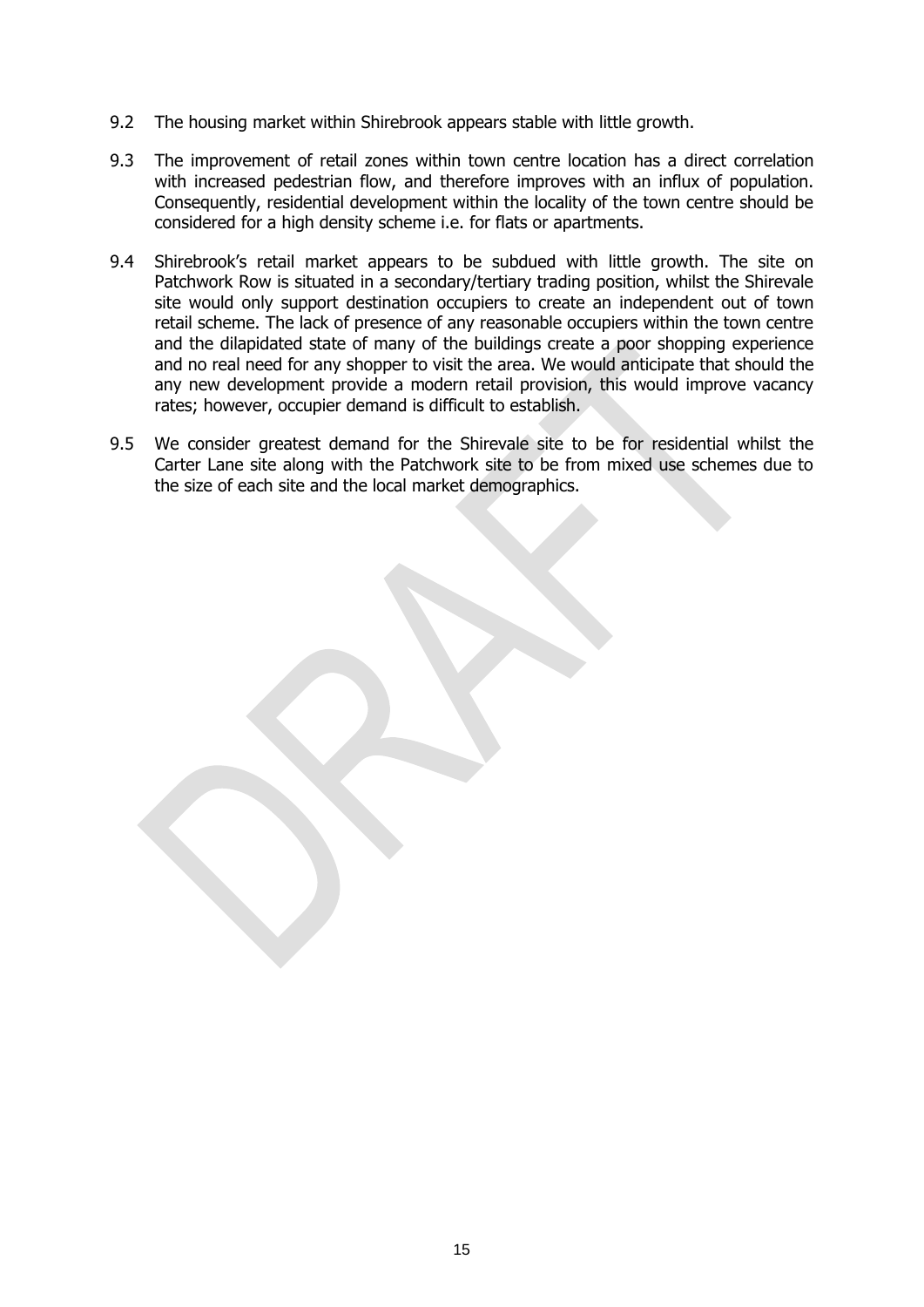9.2 The housing market within Shirebrook appears stable with little growth.

9.3 The improvement of retail zones within town centre location has a direct correlation with increased pedestrian flow, and therefore improves with an influx of population. Consequently, residential development within the locality of the town centre should be considered for a high density scheme i.e. for flats or apartments.

9.4 Shirebrook's retail market appears to be subdued with little growth. The site on Patchwork Row is situated in a secondary/tertiary trading position, whilst the Shirevale site would only support destination occupiers to create an independent out of town retail scheme. The lack of presence of any reasonable occupiers within the town centre and the dilapidated state of many of the buildings create a poor shopping experience and no real need for any shopper to visit the area. We would anticipate that should the any new development provide a modern retail provision, this would improve vacancy rates; however, occupier demand is difficult to establish.

9.5 We consider greatest demand for the Shirevale site to be for residential whilst the Carter Lane site along with the Patchwork site to be from mixed use schemes due to the size of each site and the local market demographics.